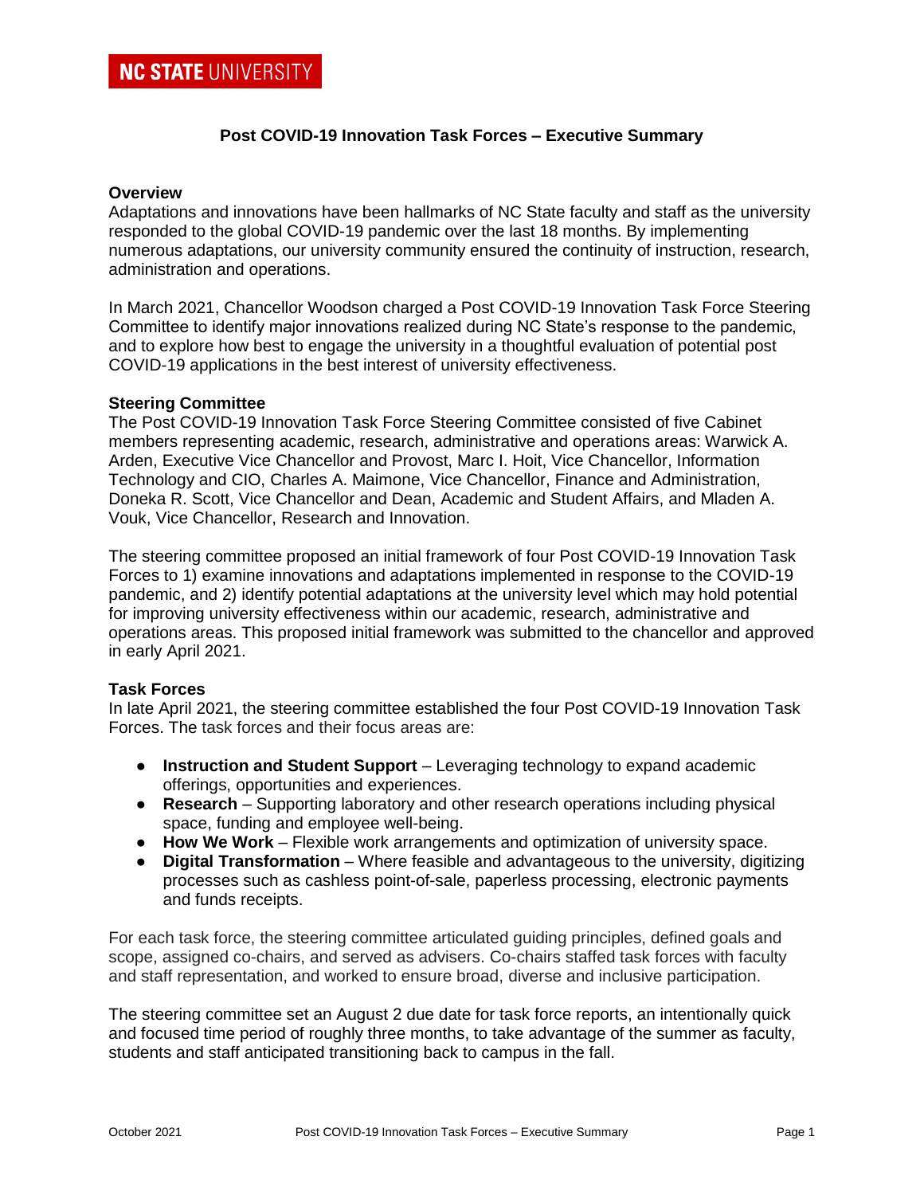NC STATE UNIVERSITY

# Post COVID-19 Innovation Task Forces – Executive Summary

## Overview

Adaptations and innovations have been hallmarks of NC State faculty and staff as the university responded to the global COVID-19 pandemic over the last 18 months. By implementing numerous adaptations, our university community ensured the continuity of instruction, research, administration and operations.

In March 2021, Chancellor Woodson charged a Post COVID-19 Innovation Task Force Steering Committee to identify major innovations realized during NC State's response to the pandemic, and to explore how best to engage the university in a thoughtful evaluation of potential post COVID-19 applications in the best interest of university effectiveness.

## Steering Committee

The Post COVID-19 Innovation Task Force Steering Committee consisted of five Cabinet members representing academic, research, administrative and operations areas: Warwick A. Arden, Executive Vice Chancellor and Provost, Marc I. Hoit, Vice Chancellor, Information Technology and CIO, Charles A. Maimone, Vice Chancellor, Finance and Administration, Doneka R. Scott, Vice Chancellor and Dean, Academic and Student Affairs, and Mladen A. Vouk, Vice Chancellor, Research and Innovation.

The steering committee proposed an initial framework of four Post COVID-19 Innovation Task Forces to 1) examine innovations and adaptations implemented in response to the COVID-19 pandemic, and 2) identify potential adaptations at the university level which may hold potential for improving university effectiveness within our academic, research, administrative and operations areas. This proposed initial framework was submitted to the chancellor and approved in early April 2021.

## Task Forces

In late April 2021, the steering committee established the four Post COVID-19 Innovation Task Forces. The task forces and their focus areas are:

- **Instruction and Student Support** – Leveraging technology to expand academic offerings, opportunities and experiences.
- **Research** – Supporting laboratory and other research operations including physical space, funding and employee well-being.
- **How We Work** – Flexible work arrangements and optimization of university space.
- **Digital Transformation** – Where feasible and advantageous to the university, digitizing processes such as cashless point-of-sale, paperless processing, electronic payments and funds receipts.

For each task force, the steering committee articulated guiding principles, defined goals and scope, assigned co-chairs, and served as advisers. Co-chairs staffed task forces with faculty and staff representation, and worked to ensure broad, diverse and inclusive participation.

The steering committee set an August 2 due date for task force reports, an intentionally quick and focused time period of roughly three months, to take advantage of the summer as faculty, students and staff anticipated transitioning back to campus in the fall.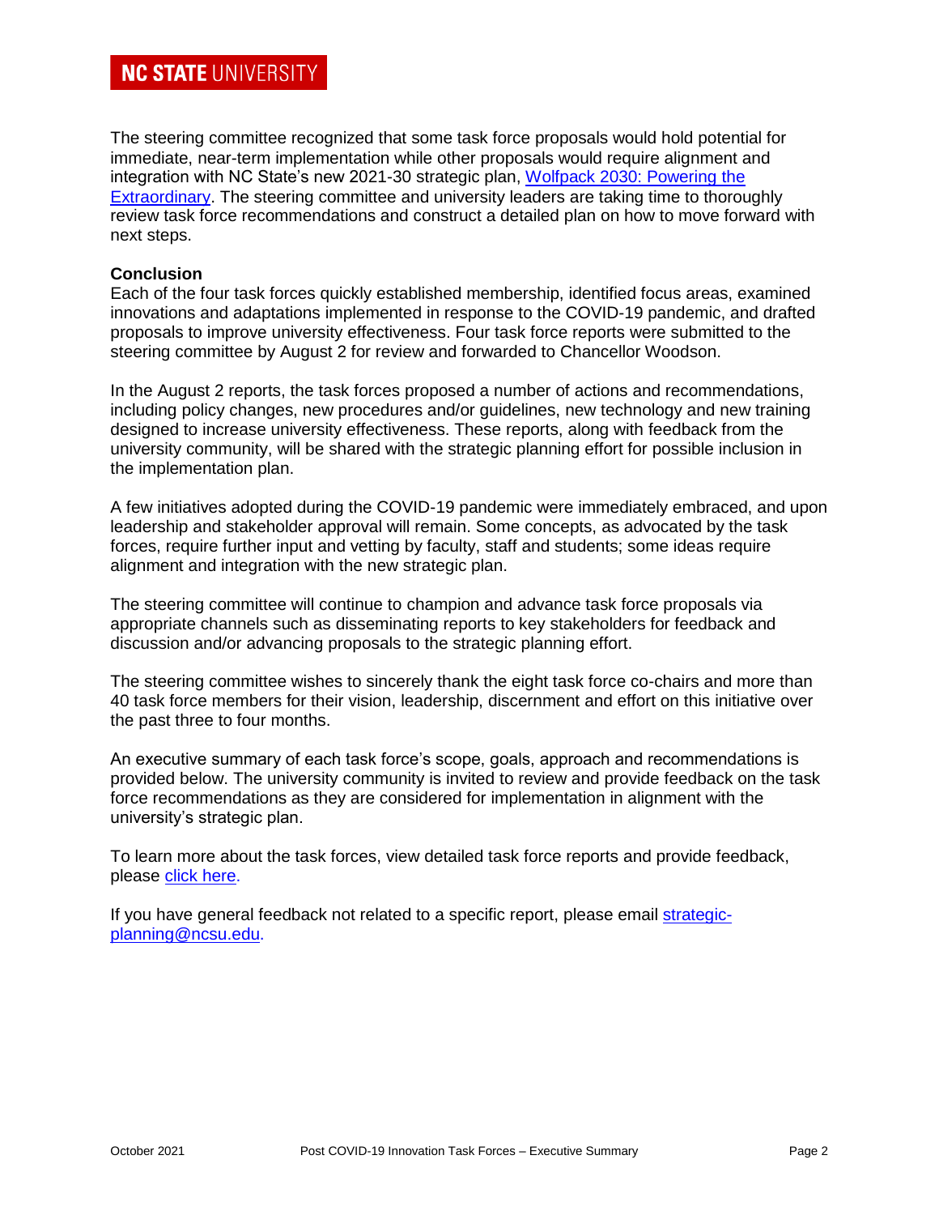The steering committee recognized that some task force proposals would hold potential for immediate, near-term implementation while other proposals would require alignment and integration with NC State's new 2021-30 strategic plan, [Wolfpack 2030: Powering the Extraordinary](). The steering committee and university leaders are taking time to thoroughly review task force recommendations and construct a detailed plan on how to move forward with next steps.

**Conclusion**

Each of the four task forces quickly established membership, identified focus areas, examined innovations and adaptations implemented in response to the COVID-19 pandemic, and drafted proposals to improve university effectiveness. Four task force reports were submitted to the steering committee by August 2 for review and forwarded to Chancellor Woodson.

In the August 2 reports, the task forces proposed a number of actions and recommendations, including policy changes, new procedures and/or guidelines, new technology and new training designed to increase university effectiveness. These reports, along with feedback from the university community, will be shared with the strategic planning effort for possible inclusion in the implementation plan.

A few initiatives adopted during the COVID-19 pandemic were immediately embraced, and upon leadership and stakeholder approval will remain. Some concepts, as advocated by the task forces, require further input and vetting by faculty, staff and students; some ideas require alignment and integration with the new strategic plan.

The steering committee will continue to champion and advance task force proposals via appropriate channels such as disseminating reports to key stakeholders for feedback and discussion and/or advancing proposals to the strategic planning effort.

The steering committee wishes to sincerely thank the eight task force co-chairs and more than 40 task force members for their vision, leadership, discernment and effort on this initiative over the past three to four months.

An executive summary of each task force's scope, goals, approach and recommendations is provided below. The university community is invited to review and provide feedback on the task force recommendations as they are considered for implementation in alignment with the university's strategic plan.

To learn more about the task forces, view detailed task force reports and provide feedback, please [click here]().

If you have general feedback not related to a specific report, please email [strategic-planning@ncsu.edu](mailto:strategic-planning@ncsu.edu).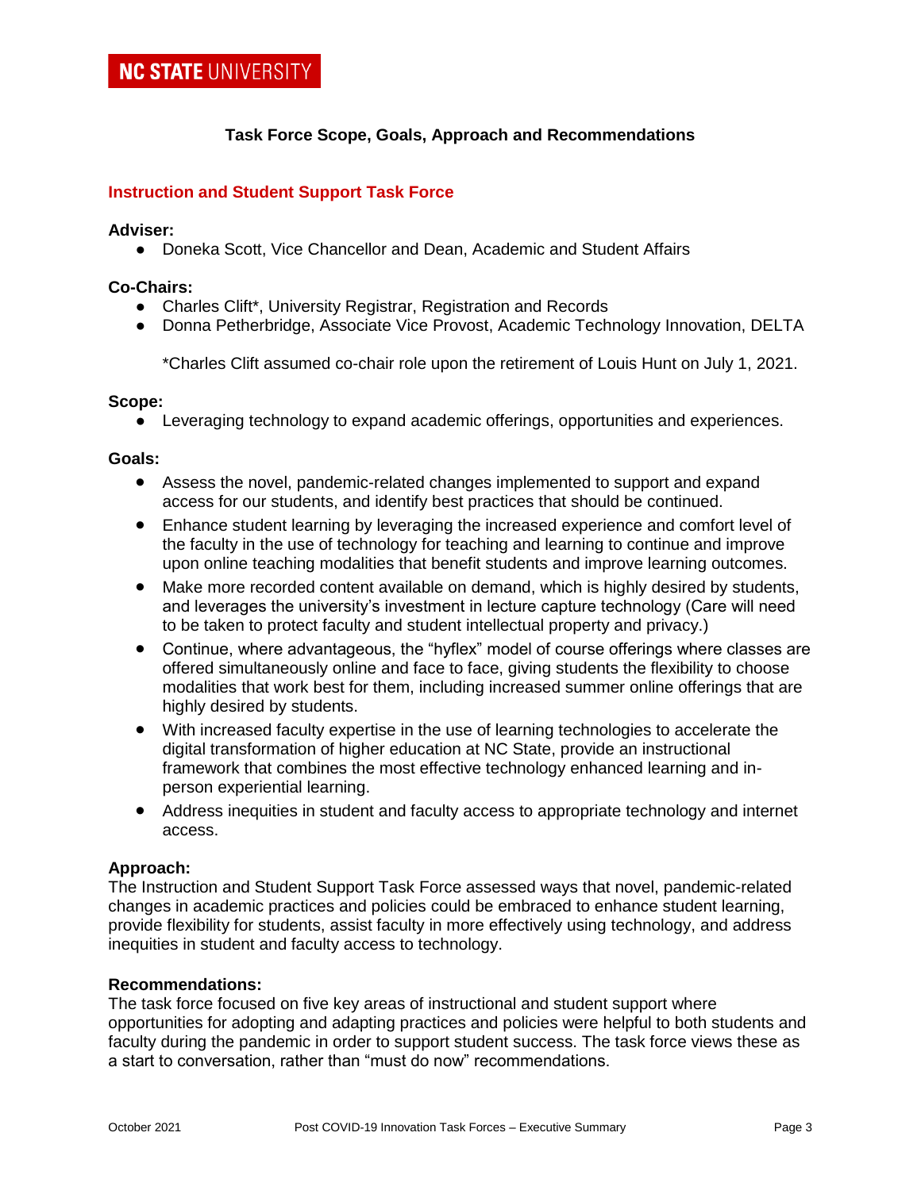**NC STATE UNIVERSITY**

## Task Force Scope, Goals, Approach and Recommendations

### Instruction and Student Support Task Force

**Adviser:**

- Doneka Scott, Vice Chancellor and Dean, Academic and Student Affairs

**Co-Chairs:**

- Charles Clift*, University Registrar, Registration and Records
- Donna Petherbridge, Associate Vice Provost, Academic Technology Innovation, DELTA

*Charles Clift assumed co-chair role upon the retirement of Louis Hunt on July 1, 2021.

**Scope:**

- Leveraging technology to expand academic offerings, opportunities and experiences.

**Goals:**

- Assess the novel, pandemic-related changes implemented to support and expand access for our students, and identify best practices that should be continued.
- Enhance student learning by leveraging the increased experience and comfort level of the faculty in the use of technology for teaching and learning to continue and improve upon online teaching modalities that benefit students and improve learning outcomes.
- Make more recorded content available on demand, which is highly desired by students, and leverages the university's investment in lecture capture technology (Care will need to be taken to protect faculty and student intellectual property and privacy.)
- Continue, where advantageous, the "hyflex" model of course offerings where classes are offered simultaneously online and face to face, giving students the flexibility to choose modalities that work best for them, including increased summer online offerings that are highly desired by students.
- With increased faculty expertise in the use of learning technologies to accelerate the digital transformation of higher education at NC State, provide an instructional framework that combines the most effective technology enhanced learning and in-person experiential learning.
- Address inequities in student and faculty access to appropriate technology and internet access.

**Approach:**

The Instruction and Student Support Task Force assessed ways that novel, pandemic-related changes in academic practices and policies could be embraced to enhance student learning, provide flexibility for students, assist faculty in more effectively using technology, and address inequities in student and faculty access to technology.

**Recommendations:**

The task force focused on five key areas of instructional and student support where opportunities for adopting and adapting practices and policies were helpful to both students and faculty during the pandemic in order to support student success. The task force views these as a start to conversation, rather than "must do now" recommendations.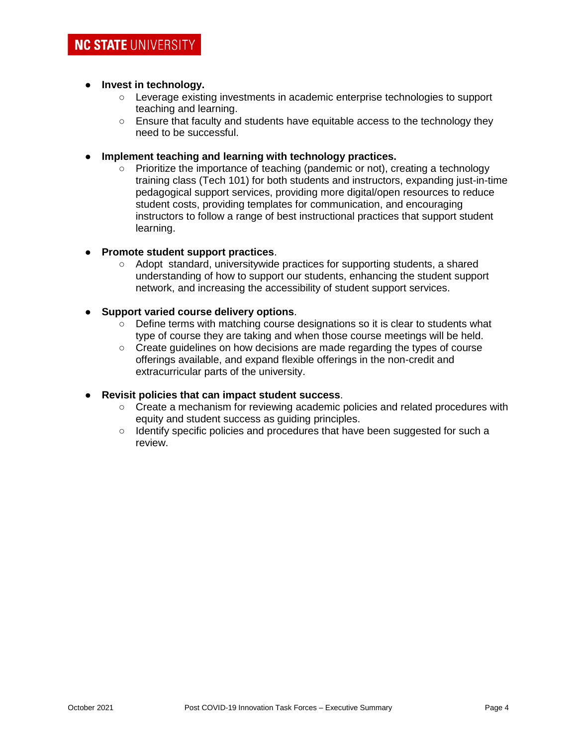- **Invest in technology.**
  - Leverage existing investments in academic enterprise technologies to support teaching and learning.
  - Ensure that faculty and students have equitable access to the technology they need to be successful.

- **Implement teaching and learning with technology practices.**
  - Prioritize the importance of teaching (pandemic or not), creating a technology training class (Tech 101) for both students and instructors, expanding just-in-time pedagogical support services, providing more digital/open resources to reduce student costs, providing templates for communication, and encouraging instructors to follow a range of best instructional practices that support student learning.

- **Promote student support practices**.
  - Adopt standard, universitywide practices for supporting students, a shared understanding of how to support our students, enhancing the student support network, and increasing the accessibility of student support services.

- **Support varied course delivery options**.
  - Define terms with matching course designations so it is clear to students what type of course they are taking and when those course meetings will be held.
  - Create guidelines on how decisions are made regarding the types of course offerings available, and expand flexible offerings in the non-credit and extracurricular parts of the university.

- **Revisit policies that can impact student success**.
  - Create a mechanism for reviewing academic policies and related procedures with equity and student success as guiding principles.
  - Identify specific policies and procedures that have been suggested for such a review.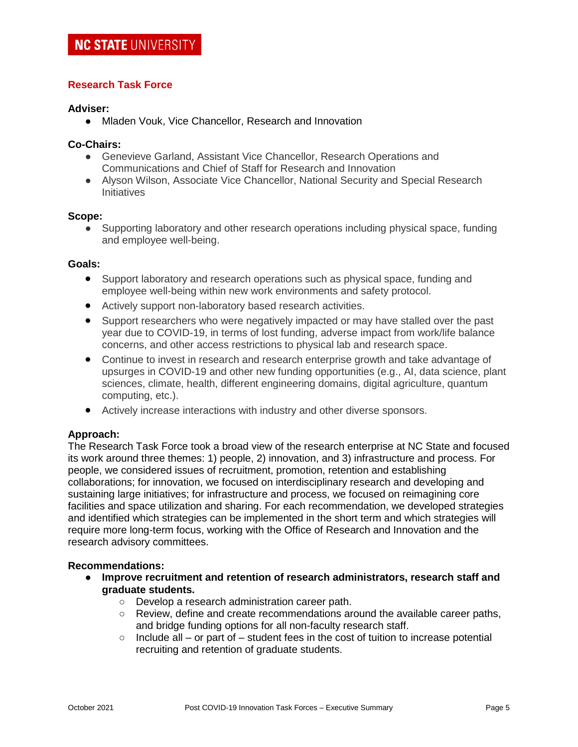## Research Task Force

**Adviser:**

- Mladen Vouk, Vice Chancellor, Research and Innovation

**Co-Chairs:**

- Genevieve Garland, Assistant Vice Chancellor, Research Operations and Communications and Chief of Staff for Research and Innovation
- Alyson Wilson, Associate Vice Chancellor, National Security and Special Research Initiatives

**Scope:**

- Supporting laboratory and other research operations including physical space, funding and employee well-being.

**Goals:**

- Support laboratory and research operations such as physical space, funding and employee well-being within new work environments and safety protocol.
- Actively support non-laboratory based research activities.
- Support researchers who were negatively impacted or may have stalled over the past year due to COVID-19, in terms of lost funding, adverse impact from work/life balance concerns, and other access restrictions to physical lab and research space.
- Continue to invest in research and research enterprise growth and take advantage of upsurges in COVID-19 and other new funding opportunities (e.g., AI, data science, plant sciences, climate, health, different engineering domains, digital agriculture, quantum computing, etc.).
- Actively increase interactions with industry and other diverse sponsors.

**Approach:**

The Research Task Force took a broad view of the research enterprise at NC State and focused its work around three themes: 1) people, 2) innovation, and 3) infrastructure and process. For people, we considered issues of recruitment, promotion, retention and establishing collaborations; for innovation, we focused on interdisciplinary research and developing and sustaining large initiatives; for infrastructure and process, we focused on reimagining core facilities and space utilization and sharing. For each recommendation, we developed strategies and identified which strategies can be implemented in the short term and which strategies will require more long-term focus, working with the Office of Research and Innovation and the research advisory committees.

**Recommendations:**

- **Improve recruitment and retention of research administrators, research staff and graduate students.**
  - Develop a research administration career path.
  - Review, define and create recommendations around the available career paths, and bridge funding options for all non-faculty research staff.
  - Include all – or part of – student fees in the cost of tuition to increase potential recruiting and retention of graduate students.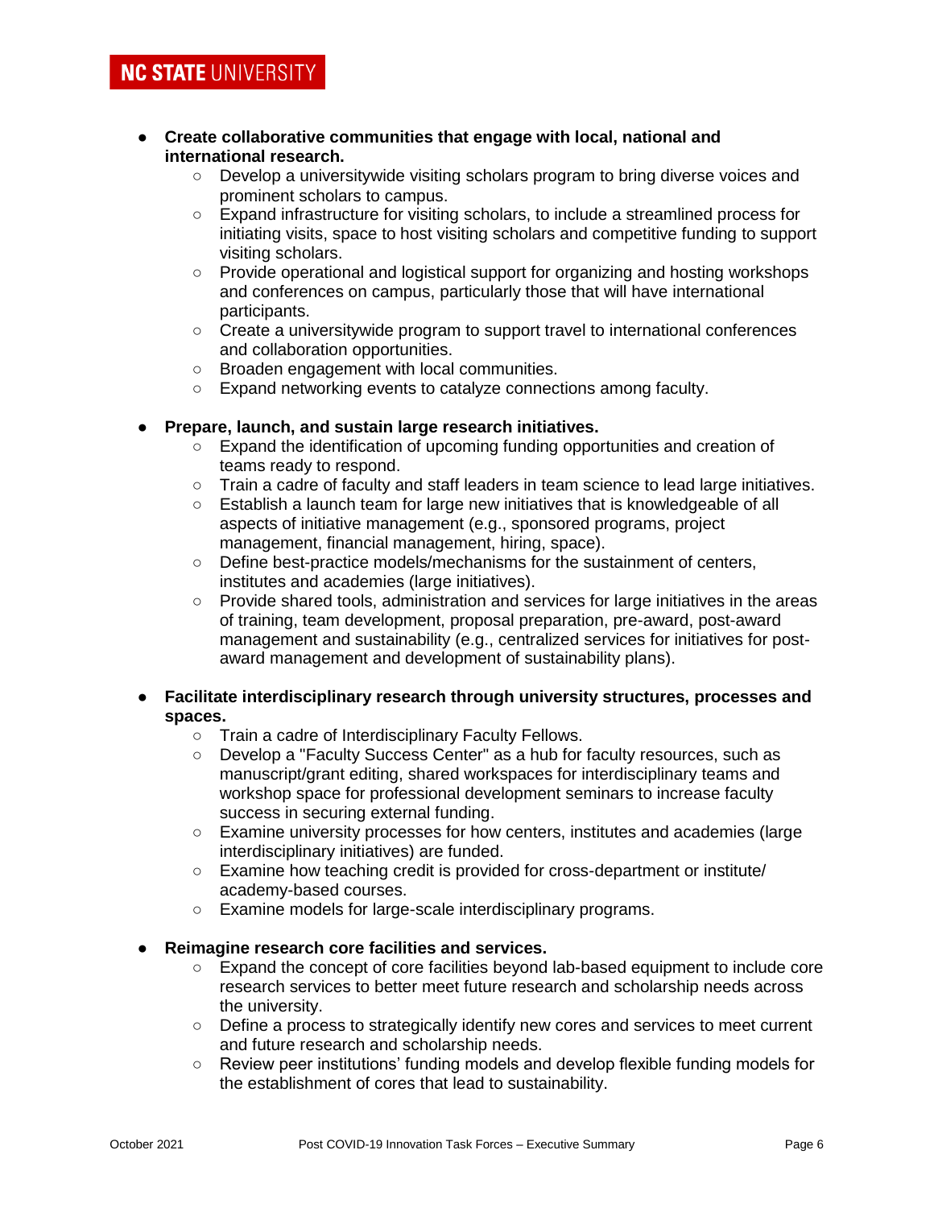- **Create collaborative communities that engage with local, national and international research.**
    - Develop a universitywide visiting scholars program to bring diverse voices and prominent scholars to campus.
    - Expand infrastructure for visiting scholars, to include a streamlined process for initiating visits, space to host visiting scholars and competitive funding to support visiting scholars.
    - Provide operational and logistical support for organizing and hosting workshops and conferences on campus, particularly those that will have international participants.
    - Create a universitywide program to support travel to international conferences and collaboration opportunities.
    - Broaden engagement with local communities.
    - Expand networking events to catalyze connections among faculty.

- **Prepare, launch, and sustain large research initiatives.**
    - Expand the identification of upcoming funding opportunities and creation of teams ready to respond.
    - Train a cadre of faculty and staff leaders in team science to lead large initiatives.
    - Establish a launch team for large new initiatives that is knowledgeable of all aspects of initiative management (e.g., sponsored programs, project management, financial management, hiring, space).
    - Define best-practice models/mechanisms for the sustainment of centers, institutes and academies (large initiatives).
    - Provide shared tools, administration and services for large initiatives in the areas of training, team development, proposal preparation, pre-award, post-award management and sustainability (e.g., centralized services for initiatives for post-award management and development of sustainability plans).

- **Facilitate interdisciplinary research through university structures, processes and spaces.**
    - Train a cadre of Interdisciplinary Faculty Fellows.
    - Develop a "Faculty Success Center" as a hub for faculty resources, such as manuscript/grant editing, shared workspaces for interdisciplinary teams and workshop space for professional development seminars to increase faculty success in securing external funding.
    - Examine university processes for how centers, institutes and academies (large interdisciplinary initiatives) are funded.
    - Examine how teaching credit is provided for cross-department or institute/ academy-based courses.
    - Examine models for large-scale interdisciplinary programs.

- **Reimagine research core facilities and services.**
    - Expand the concept of core facilities beyond lab-based equipment to include core research services to better meet future research and scholarship needs across the university.
    - Define a process to strategically identify new cores and services to meet current and future research and scholarship needs.
    - Review peer institutions' funding models and develop flexible funding models for the establishment of cores that lead to sustainability.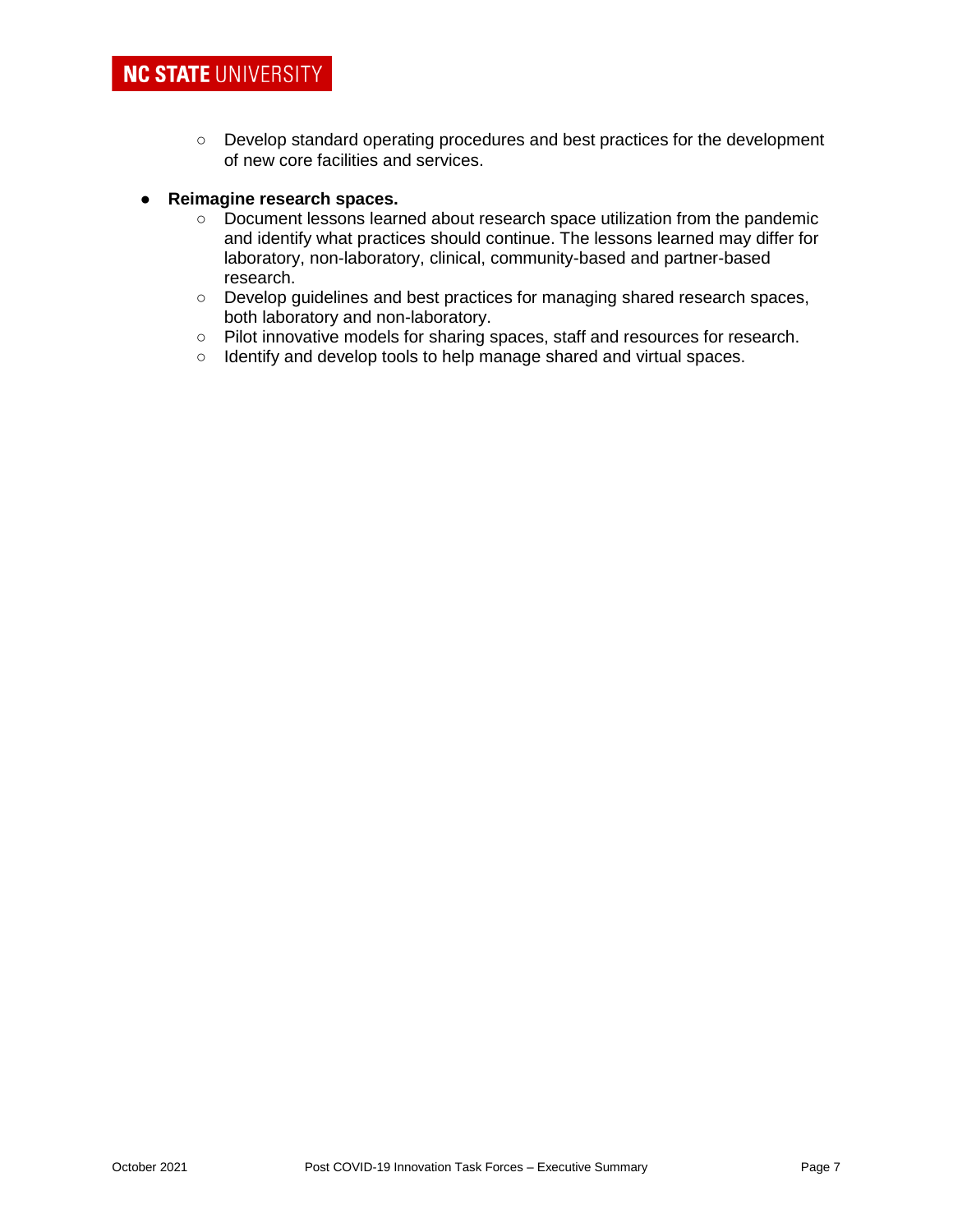- Develop standard operating procedures and best practices for the development of new core facilities and services.

- **Reimagine research spaces.**
  - Document lessons learned about research space utilization from the pandemic and identify what practices should continue. The lessons learned may differ for laboratory, non-laboratory, clinical, community-based and partner-based research.
  - Develop guidelines and best practices for managing shared research spaces, both laboratory and non-laboratory.
  - Pilot innovative models for sharing spaces, staff and resources for research.
  - Identify and develop tools to help manage shared and virtual spaces.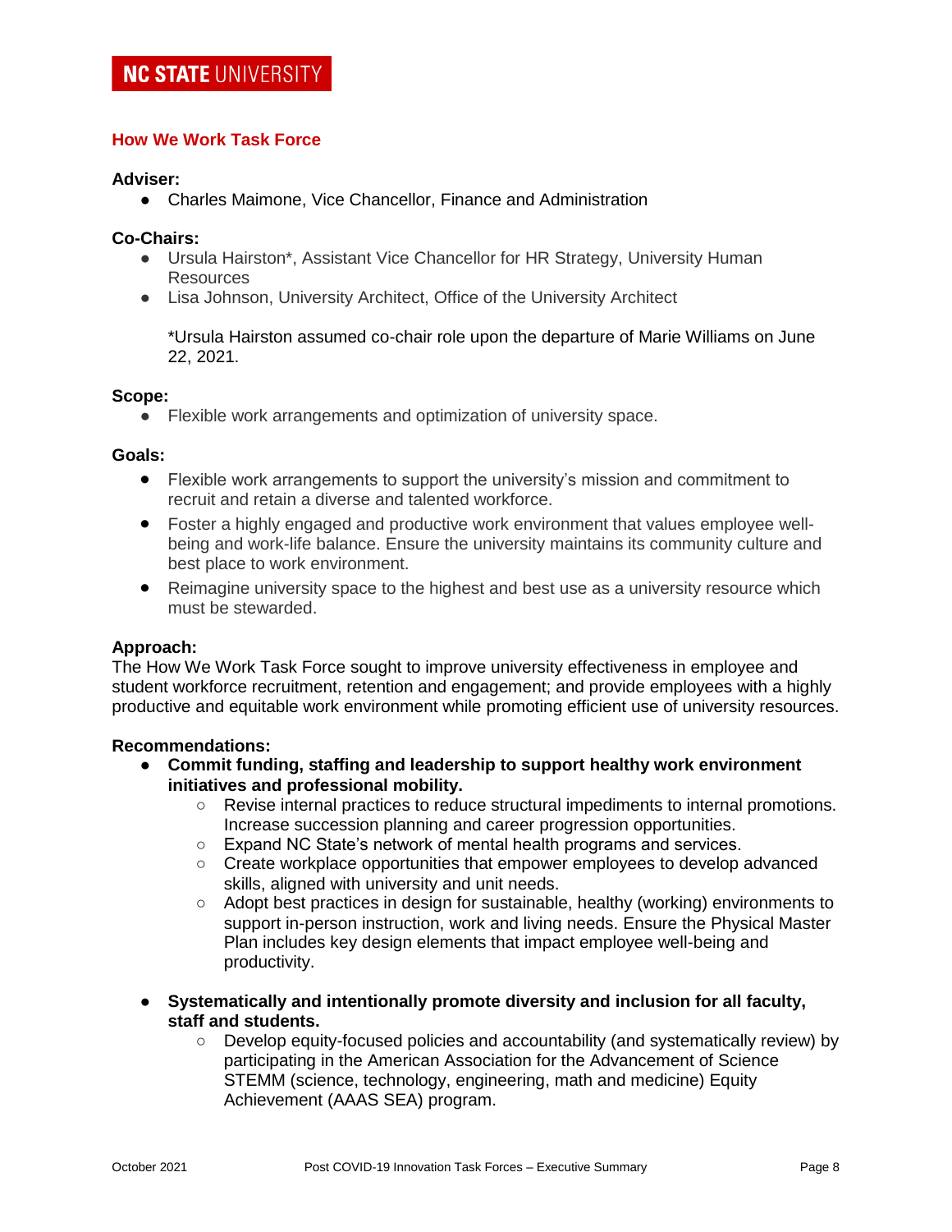**NC STATE UNIVERSITY**

## How We Work Task Force

**Adviser:**

- Charles Maimone, Vice Chancellor, Finance and Administration

**Co-Chairs:**

- Ursula Hairston*, Assistant Vice Chancellor for HR Strategy, University Human Resources
- Lisa Johnson, University Architect, Office of the University Architect

  *Ursula Hairston assumed co-chair role upon the departure of Marie Williams on June 22, 2021.

**Scope:**

- Flexible work arrangements and optimization of university space.

**Goals:**

- Flexible work arrangements to support the university's mission and commitment to recruit and retain a diverse and talented workforce.
- Foster a highly engaged and productive work environment that values employee well-being and work-life balance. Ensure the university maintains its community culture and best place to work environment.
- Reimagine university space to the highest and best use as a university resource which must be stewarded.

**Approach:**

The How We Work Task Force sought to improve university effectiveness in employee and student workforce recruitment, retention and engagement; and provide employees with a highly productive and equitable work environment while promoting efficient use of university resources.

**Recommendations:**

- **Commit funding, staffing and leadership to support healthy work environment initiatives and professional mobility.**
  - Revise internal practices to reduce structural impediments to internal promotions. Increase succession planning and career progression opportunities.
  - Expand NC State's network of mental health programs and services.
  - Create workplace opportunities that empower employees to develop advanced skills, aligned with university and unit needs.
  - Adopt best practices in design for sustainable, healthy (working) environments to support in-person instruction, work and living needs. Ensure the Physical Master Plan includes key design elements that impact employee well-being and productivity.

- **Systematically and intentionally promote diversity and inclusion for all faculty, staff and students.**
  - Develop equity-focused policies and accountability (and systematically review) by participating in the American Association for the Advancement of Science STEMM (science, technology, engineering, math and medicine) Equity Achievement (AAAS SEA) program.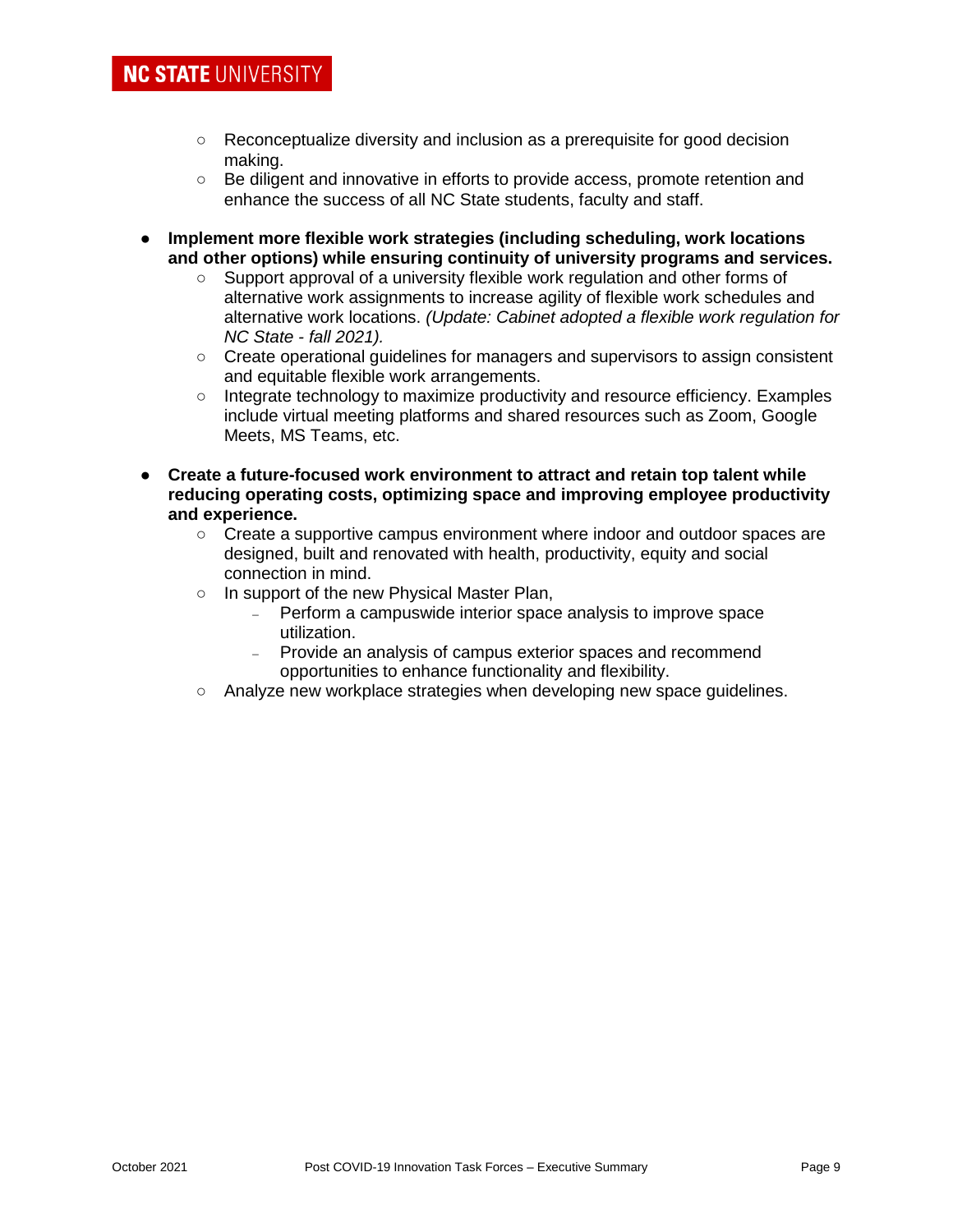- Reconceptualize diversity and inclusion as a prerequisite for good decision making.
  - Be diligent and innovative in efforts to provide access, promote retention and enhance the success of all NC State students, faculty and staff.

- **Implement more flexible work strategies (including scheduling, work locations and other options) while ensuring continuity of university programs and services.**
  - Support approval of a university flexible work regulation and other forms of alternative work assignments to increase agility of flexible work schedules and alternative work locations. *(Update: Cabinet adopted a flexible work regulation for NC State - fall 2021).*
  - Create operational guidelines for managers and supervisors to assign consistent and equitable flexible work arrangements.
  - Integrate technology to maximize productivity and resource efficiency. Examples include virtual meeting platforms and shared resources such as Zoom, Google Meets, MS Teams, etc.

- **Create a future-focused work environment to attract and retain top talent while reducing operating costs, optimizing space and improving employee productivity and experience.**
  - Create a supportive campus environment where indoor and outdoor spaces are designed, built and renovated with health, productivity, equity and social connection in mind.
  - In support of the new Physical Master Plan,
    - Perform a campuswide interior space analysis to improve space utilization.
    - Provide an analysis of campus exterior spaces and recommend opportunities to enhance functionality and flexibility.
  - Analyze new workplace strategies when developing new space guidelines.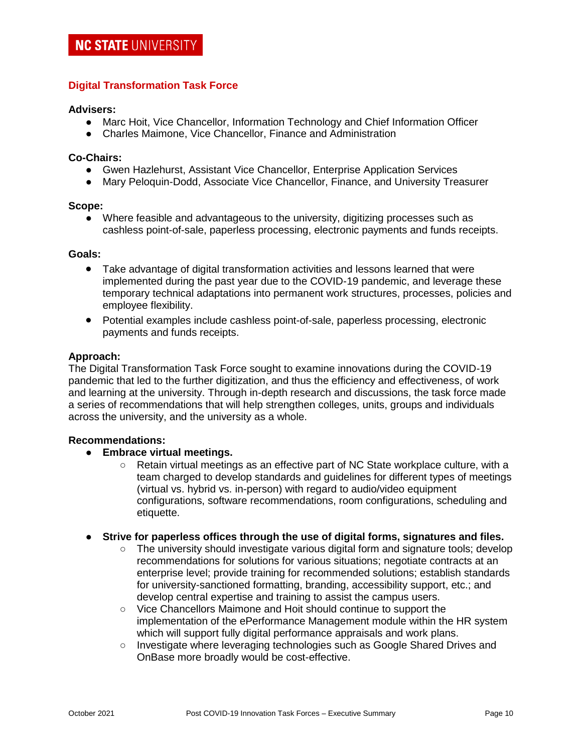## Digital Transformation Task Force

**Advisers:**

- Marc Hoit, Vice Chancellor, Information Technology and Chief Information Officer
- Charles Maimone, Vice Chancellor, Finance and Administration

**Co-Chairs:**

- Gwen Hazlehurst, Assistant Vice Chancellor, Enterprise Application Services
- Mary Peloquin-Dodd, Associate Vice Chancellor, Finance, and University Treasurer

**Scope:**

- Where feasible and advantageous to the university, digitizing processes such as cashless point-of-sale, paperless processing, electronic payments and funds receipts.

**Goals:**

- Take advantage of digital transformation activities and lessons learned that were implemented during the past year due to the COVID-19 pandemic, and leverage these temporary technical adaptations into permanent work structures, processes, policies and employee flexibility.
- Potential examples include cashless point-of-sale, paperless processing, electronic payments and funds receipts.

**Approach:**

The Digital Transformation Task Force sought to examine innovations during the COVID-19 pandemic that led to the further digitization, and thus the efficiency and effectiveness, of work and learning at the university. Through in-depth research and discussions, the task force made a series of recommendations that will help strengthen colleges, units, groups and individuals across the university, and the university as a whole.

**Recommendations:**

- **Embrace virtual meetings.**
  - Retain virtual meetings as an effective part of NC State workplace culture, with a team charged to develop standards and guidelines for different types of meetings (virtual vs. hybrid vs. in-person) with regard to audio/video equipment configurations, software recommendations, room configurations, scheduling and etiquette.

- **Strive for paperless offices through the use of digital forms, signatures and files.**
  - The university should investigate various digital form and signature tools; develop recommendations for solutions for various situations; negotiate contracts at an enterprise level; provide training for recommended solutions; establish standards for university-sanctioned formatting, branding, accessibility support, etc.; and develop central expertise and training to assist the campus users.
  - Vice Chancellors Maimone and Hoit should continue to support the implementation of the ePerformance Management module within the HR system which will support fully digital performance appraisals and work plans.
  - Investigate where leveraging technologies such as Google Shared Drives and OnBase more broadly would be cost-effective.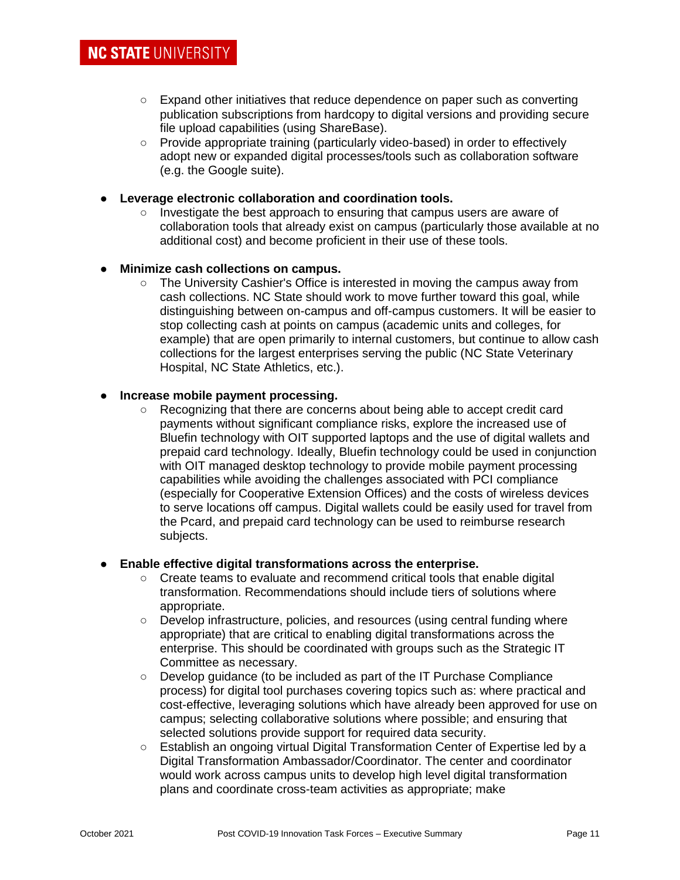- Expand other initiatives that reduce dependence on paper such as converting publication subscriptions from hardcopy to digital versions and providing secure file upload capabilities (using ShareBase).
  - Provide appropriate training (particularly video-based) in order to effectively adopt new or expanded digital processes/tools such as collaboration software (e.g. the Google suite).

- **Leverage electronic collaboration and coordination tools.**
  - Investigate the best approach to ensuring that campus users are aware of collaboration tools that already exist on campus (particularly those available at no additional cost) and become proficient in their use of these tools.

- **Minimize cash collections on campus.**
  - The University Cashier's Office is interested in moving the campus away from cash collections. NC State should work to move further toward this goal, while distinguishing between on-campus and off-campus customers. It will be easier to stop collecting cash at points on campus (academic units and colleges, for example) that are open primarily to internal customers, but continue to allow cash collections for the largest enterprises serving the public (NC State Veterinary Hospital, NC State Athletics, etc.).

- **Increase mobile payment processing.**
  - Recognizing that there are concerns about being able to accept credit card payments without significant compliance risks, explore the increased use of Bluefin technology with OIT supported laptops and the use of digital wallets and prepaid card technology. Ideally, Bluefin technology could be used in conjunction with OIT managed desktop technology to provide mobile payment processing capabilities while avoiding the challenges associated with PCI compliance (especially for Cooperative Extension Offices) and the costs of wireless devices to serve locations off campus. Digital wallets could be easily used for travel from the Pcard, and prepaid card technology can be used to reimburse research subjects.

- **Enable effective digital transformations across the enterprise.**
  - Create teams to evaluate and recommend critical tools that enable digital transformation. Recommendations should include tiers of solutions where appropriate.
  - Develop infrastructure, policies, and resources (using central funding where appropriate) that are critical to enabling digital transformations across the enterprise. This should be coordinated with groups such as the Strategic IT Committee as necessary.
  - Develop guidance (to be included as part of the IT Purchase Compliance process) for digital tool purchases covering topics such as: where practical and cost-effective, leveraging solutions which have already been approved for use on campus; selecting collaborative solutions where possible; and ensuring that selected solutions provide support for required data security.
  - Establish an ongoing virtual Digital Transformation Center of Expertise led by a Digital Transformation Ambassador/Coordinator. The center and coordinator would work across campus units to develop high level digital transformation plans and coordinate cross-team activities as appropriate; make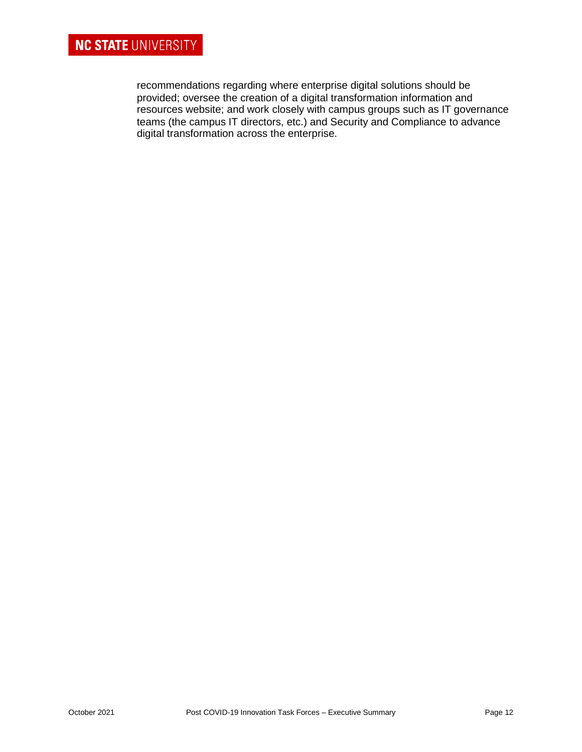recommendations regarding where enterprise digital solutions should be provided; oversee the creation of a digital transformation information and resources website; and work closely with campus groups such as IT governance teams (the campus IT directors, etc.) and Security and Compliance to advance digital transformation across the enterprise.